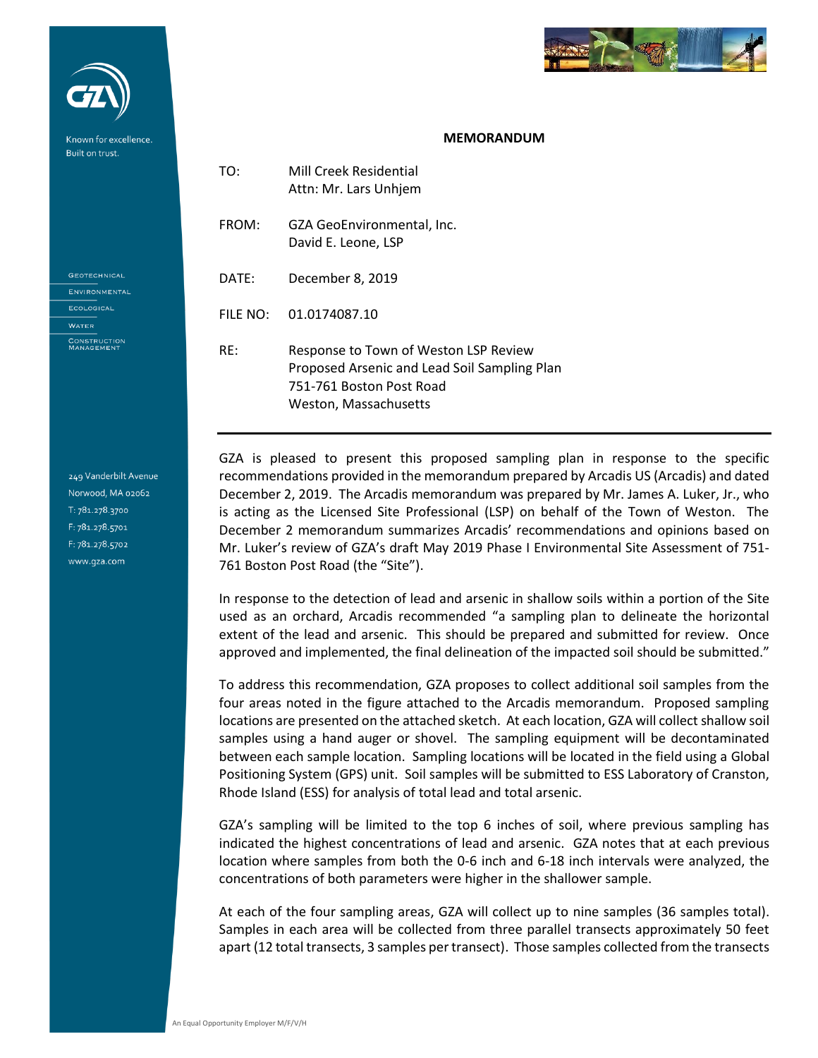# MEMORANDUM

TO: Mill Creek Residential
Attn: Mr. Lars Unhjem

FROM: GZA GeoEnvironmental, Inc.
David E. Leone, LSP

DATE: December 8, 2019

FILE NO: 01.0174087.10

RE: Response to Town of Weston LSP Review
Proposed Arsenic and Lead Soil Sampling Plan
751-761 Boston Post Road
Weston, Massachusetts

---

GZA is pleased to present this proposed sampling plan in response to the specific recommendations provided in the memorandum prepared by Arcadis US (Arcadis) and dated December 2, 2019. The Arcadis memorandum was prepared by Mr. James A. Luker, Jr., who is acting as the Licensed Site Professional (LSP) on behalf of the Town of Weston. The December 2 memorandum summarizes Arcadis' recommendations and opinions based on Mr. Luker's review of GZA's draft May 2019 Phase I Environmental Site Assessment of 751-761 Boston Post Road (the "Site").

In response to the detection of lead and arsenic in shallow soils within a portion of the Site used as an orchard, Arcadis recommended "a sampling plan to delineate the horizontal extent of the lead and arsenic. This should be prepared and submitted for review. Once approved and implemented, the final delineation of the impacted soil should be submitted."

To address this recommendation, GZA proposes to collect additional soil samples from the four areas noted in the figure attached to the Arcadis memorandum. Proposed sampling locations are presented on the attached sketch. At each location, GZA will collect shallow soil samples using a hand auger or shovel. The sampling equipment will be decontaminated between each sample location. Sampling locations will be located in the field using a Global Positioning System (GPS) unit. Soil samples will be submitted to ESS Laboratory of Cranston, Rhode Island (ESS) for analysis of total lead and total arsenic.

GZA's sampling will be limited to the top 6 inches of soil, where previous sampling has indicated the highest concentrations of lead and arsenic. GZA notes that at each previous location where samples from both the 0-6 inch and 6-18 inch intervals were analyzed, the concentrations of both parameters were higher in the shallower sample.

At each of the four sampling areas, GZA will collect up to nine samples (36 samples total). Samples in each area will be collected from three parallel transects approximately 50 feet apart (12 total transects, 3 samples per transect). Those samples collected from the transects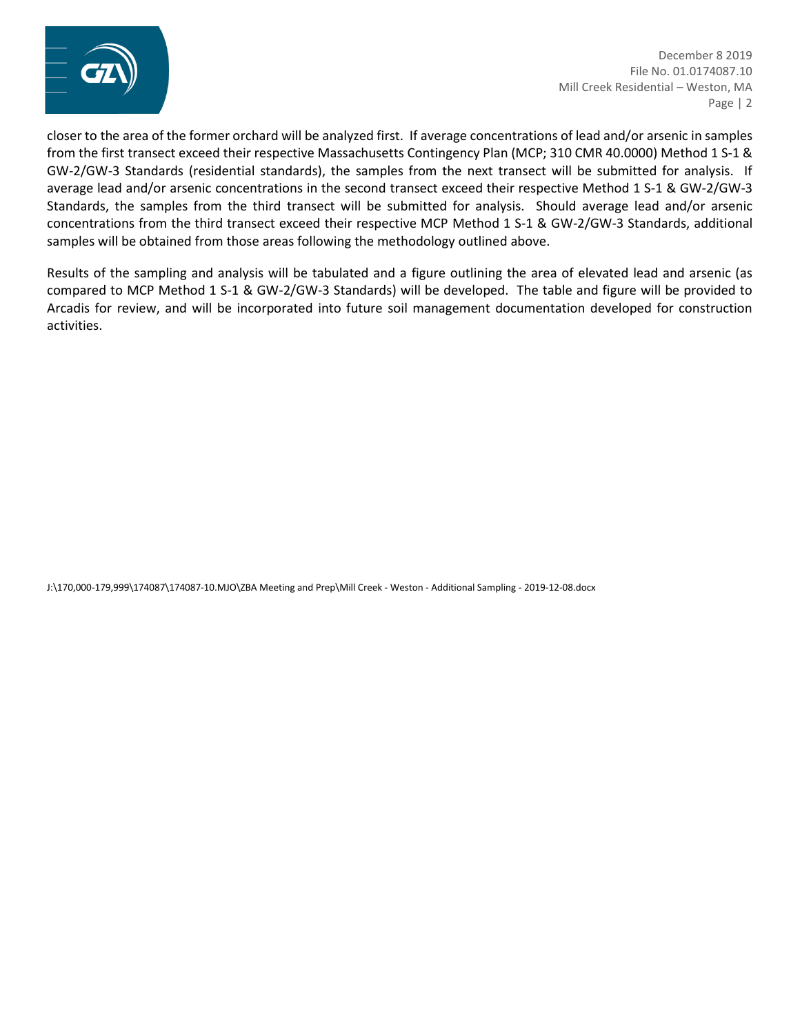closer to the area of the former orchard will be analyzed first. If average concentrations of lead and/or arsenic in samples from the first transect exceed their respective Massachusetts Contingency Plan (MCP; 310 CMR 40.0000) Method 1 S-1 & GW-2/GW-3 Standards (residential standards), the samples from the next transect will be submitted for analysis. If average lead and/or arsenic concentrations in the second transect exceed their respective Method 1 S-1 & GW-2/GW-3 Standards, the samples from the third transect will be submitted for analysis. Should average lead and/or arsenic concentrations from the third transect exceed their respective MCP Method 1 S-1 & GW-2/GW-3 Standards, additional samples will be obtained from those areas following the methodology outlined above.

Results of the sampling and analysis will be tabulated and a figure outlining the area of elevated lead and arsenic (as compared to MCP Method 1 S-1 & GW-2/GW-3 Standards) will be developed. The table and figure will be provided to Arcadis for review, and will be incorporated into future soil management documentation developed for construction activities.

J:\170,000-179,999\174087\174087-10.MJO\ZBA Meeting and Prep\Mill Creek - Weston - Additional Sampling - 2019-12-08.docx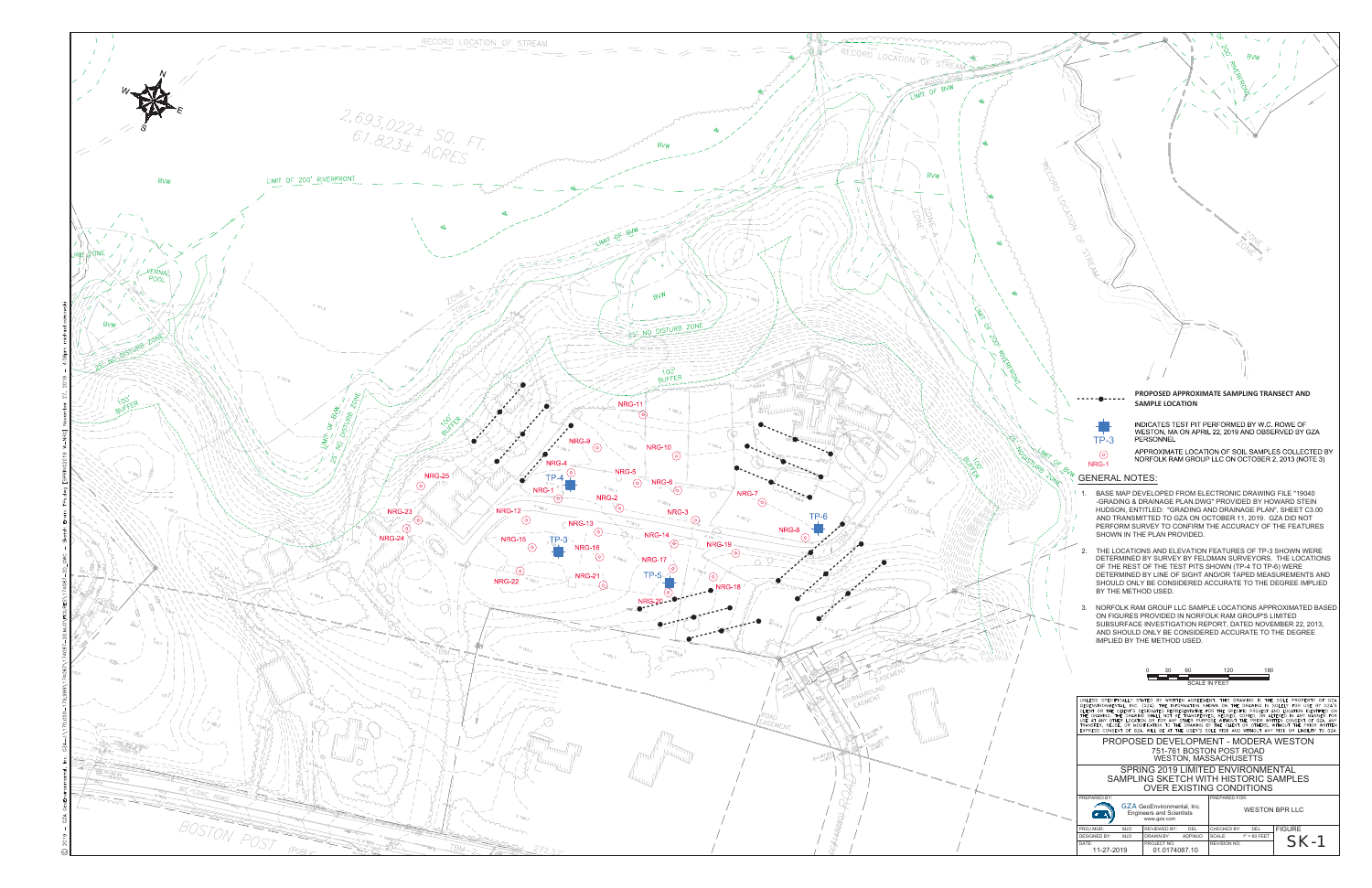PROPOSED APPROXIMATE SAMPLING TRANSECT AND SAMPLE LOCATION

TP-3 — INDICATES TEST PIT PERFORMED BY W.C. ROWE OF WESTON, MA ON APRIL 22, 2019 AND OBSERVED BY GZA PERSONNEL

NRG-1 — APPROXIMATE LOCATION OF SOIL SAMPLES COLLECTED BY NORFOLK RAM GROUP LLC ON OCTOBER 2, 2013 (NOTE 3)

## GENERAL NOTES:

1. BASE MAP DEVELOPED FROM ELECTRONIC DRAWING FILE "19040 -GRADING & DRAINAGE PLAN.DWG" PROVIDED BY HOWARD STEIN HUDSON, ENTITLED: "GRADING AND DRAINAGE PLAN", SHEET C3.00 AND TRANSMITTED TO GZA ON OCTOBER 11, 2019. GZA DID NOT PERFORM SURVEY TO CONFIRM THE ACCURACY OF THE FEATURES SHOWN IN THE PLAN PROVIDED.

2. THE LOCATIONS AND ELEVATION FEATURES OF TP-3 SHOWN WERE DETERMINED BY SURVEY BY FELDMAN SURVEYORS. THE LOCATIONS OF THE REST OF THE TEST PITS SHOWN (TP-4 TO TP-6) WERE DETERMINED BY LINE OF SIGHT AND/OR TAPED MEASUREMENTS AND SHOULD ONLY BE CONSIDERED ACCURATE TO THE DEGREE IMPLIED BY THE METHOD USED.

3. NORFOLK RAM GROUP LLC SAMPLE LOCATIONS APPROXIMATED BASED ON FIGURES PROVIDED IN NORFOLK RAM GROUP'S LIMITED SUBSURFACE INVESTIGATION REPORT, DATED NOVEMBER 22, 2013, AND SHOULD ONLY BE CONSIDERED ACCURATE TO THE DEGREE IMPLIED BY THE METHOD USED.

0 30 60 120 180
SCALE IN FEET

UNLESS SPECIFICALLY STATED BY WRITTEN AGREEMENT, THIS DRAWING IS THE SOLE PROPERTY OF GZA GEOENVIRONMENTAL, INC. (GZA). THE INFORMATION SHOWN ON THE DRAWING IS SOLELY FOR USE BY GZA'S CLIENT OR THE CLIENT'S DESIGNATED REPRESENTATIVE FOR THE SPECIFIC PROJECT AND LOCATION IDENTIFIED ON THE DRAWING. THE DRAWING SHALL NOT BE TRANSFERRED, REUSED, COPIED, OR ALTERED IN ANY MANNER FOR USE AT ANY OTHER LOCATION OR FOR ANY OTHER PURPOSE WITHOUT THE PRIOR WRITTEN CONSENT OF GZA. ANY TRANSFER, REUSE, OR MODIFICATION TO THE DRAWING BY THE CLIENT OR OTHERS, WITHOUT THE PRIOR WRITTEN EXPRESS CONSENT OF GZA, WILL BE AT THE USER'S SOLE RISK AND WITHOUT ANY RISK OR LIABILITY TO GZA.

PROPOSED DEVELOPMENT - MODERA WESTON
751-761 BOSTON POST ROAD
WESTON, MASSACHUSETTS

SPRING 2019 LIMITED ENVIRONMENTAL SAMPLING SKETCH WITH HISTORIC SAMPLES OVER EXISTING CONDITIONS

| PREPARED BY: | | | PREPARED FOR: | |
|---|---|---|---|---|
| GZA GeoEnvironmental, Inc. Engineers and Scientists www.gza.com | | | WESTON BPR LLC | |
| PROJ MGR: MJO | REVIEWED BY: DEL | CHECKED BY: DEL | FIGURE | |
| DESIGNED BY: MJO | DRAWN BY: ADP/MJO | SCALE: 1" = 60 FEET | SK-1 | |
| DATE: 11-27-2019 | PROJECT NO. 01.0174087.10 | REVISION NO. | | |

RECORD LOCATION OF STREAM
2,693,022± SQ. FT.
61.823± ACRES
LIMIT OF 200' RIVERFRONT
LIMIT OF BVW
BVW
ZONE A
ZONE X
VERNAL POOL
25' NO DISTURB ZONE
100' BUFFER
NRG-1
NRG-2
NRG-3
NRG-4
NRG-5
NRG-6
NRG-7
NRG-8
NRG-9
NRG-10
NRG-11
NRG-12
NRG-13
NRG-14
NRG-15
NRG-16
NRG-17
NRG-18
NRG-19
NRG-20
NRG-21
NRG-22
NRG-23
NRG-24
NRG-25
TP-3
TP-4
TP-5
TP-6
BOSTON POST ROAD
ROAD EASEMENT
TURNAROUND EASEMENT